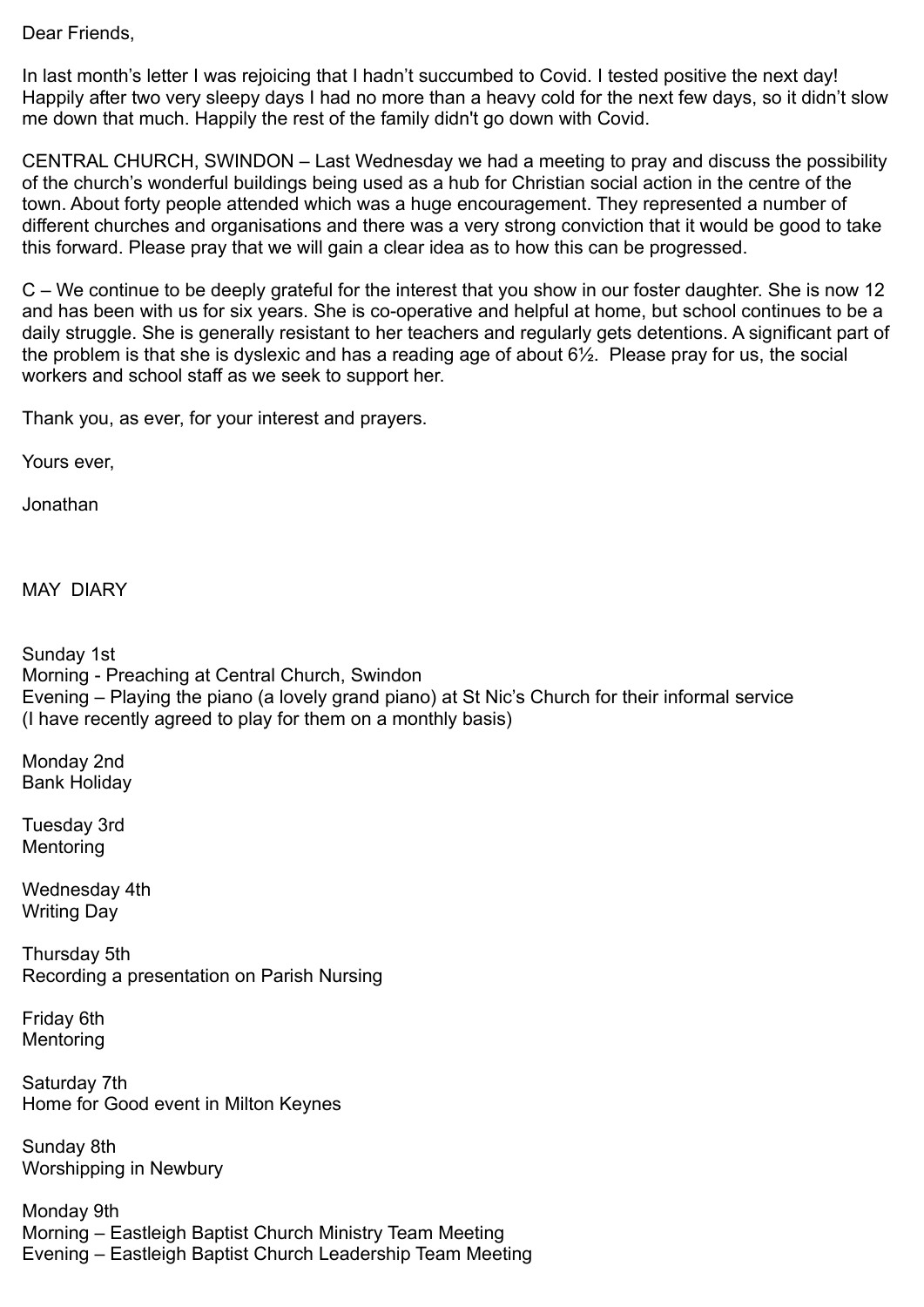Dear Friends,

In last month's letter I was rejoicing that I hadn't succumbed to Covid. I tested positive the next day! Happily after two very sleepy days I had no more than a heavy cold for the next few days, so it didn't slow me down that much. Happily the rest of the family didn't go down with Covid.

CENTRAL CHURCH, SWINDON – Last Wednesday we had a meeting to pray and discuss the possibility of the church's wonderful buildings being used as a hub for Christian social action in the centre of the town. About forty people attended which was a huge encouragement. They represented a number of different churches and organisations and there was a very strong conviction that it would be good to take this forward. Please pray that we will gain a clear idea as to how this can be progressed.

C – We continue to be deeply grateful for the interest that you show in our foster daughter. She is now 12 and has been with us for six years. She is co-operative and helpful at home, but school continues to be a daily struggle. She is generally resistant to her teachers and regularly gets detentions. A significant part of the problem is that she is dyslexic and has a reading age of about 6½. Please pray for us, the social workers and school staff as we seek to support her.

Thank you, as ever, for your interest and prayers.

Yours ever,

Jonathan

MAY DIARY

Sunday 1st
Morning - Preaching at Central Church, Swindon
Evening – Playing the piano (a lovely grand piano) at St Nic's Church for their informal service
(I have recently agreed to play for them on a monthly basis)

Monday 2nd
Bank Holiday

Tuesday 3rd
Mentoring

Wednesday 4th
Writing Day

Thursday 5th
Recording a presentation on Parish Nursing

Friday 6th
Mentoring

Saturday 7th
Home for Good event in Milton Keynes

Sunday 8th
Worshipping in Newbury

Monday 9th
Morning – Eastleigh Baptist Church Ministry Team Meeting
Evening – Eastleigh Baptist Church Leadership Team Meeting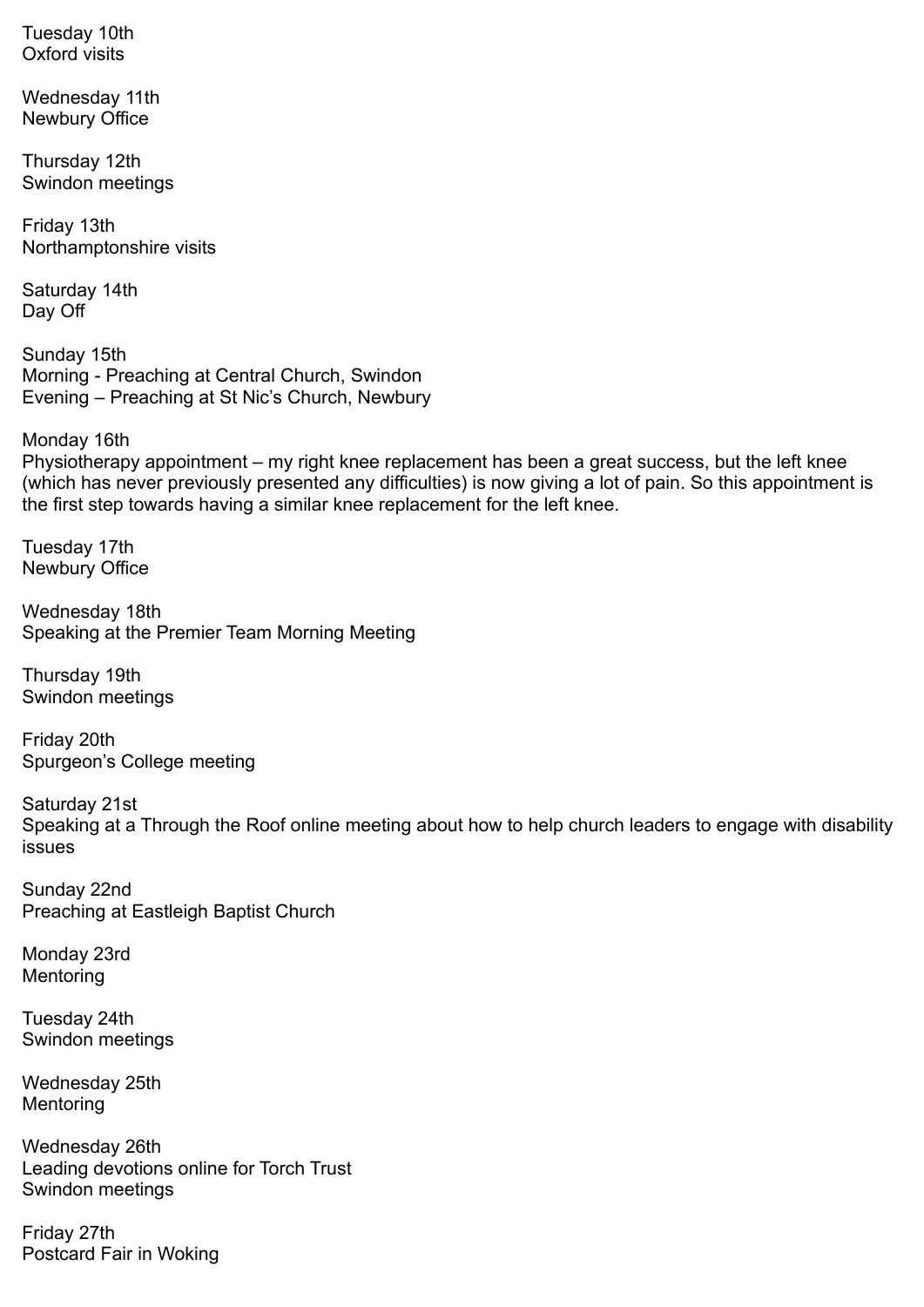Tuesday 10th
Oxford visits

Wednesday 11th
Newbury Office

Thursday 12th
Swindon meetings

Friday 13th
Northamptonshire visits

Saturday 14th
Day Off

Sunday 15th
Morning - Preaching at Central Church, Swindon
Evening – Preaching at St Nic's Church, Newbury

Monday 16th
Physiotherapy appointment – my right knee replacement has been a great success, but the left knee (which has never previously presented any difficulties) is now giving a lot of pain. So this appointment is the first step towards having a similar knee replacement for the left knee.

Tuesday 17th
Newbury Office

Wednesday 18th
Speaking at the Premier Team Morning Meeting

Thursday 19th
Swindon meetings

Friday 20th
Spurgeon's College meeting

Saturday 21st
Speaking at a Through the Roof online meeting about how to help church leaders to engage with disability issues

Sunday 22nd
Preaching at Eastleigh Baptist Church

Monday 23rd
Mentoring

Tuesday 24th
Swindon meetings

Wednesday 25th
Mentoring

Wednesday 26th
Leading devotions online for Torch Trust
Swindon meetings

Friday 27th
Postcard Fair in Woking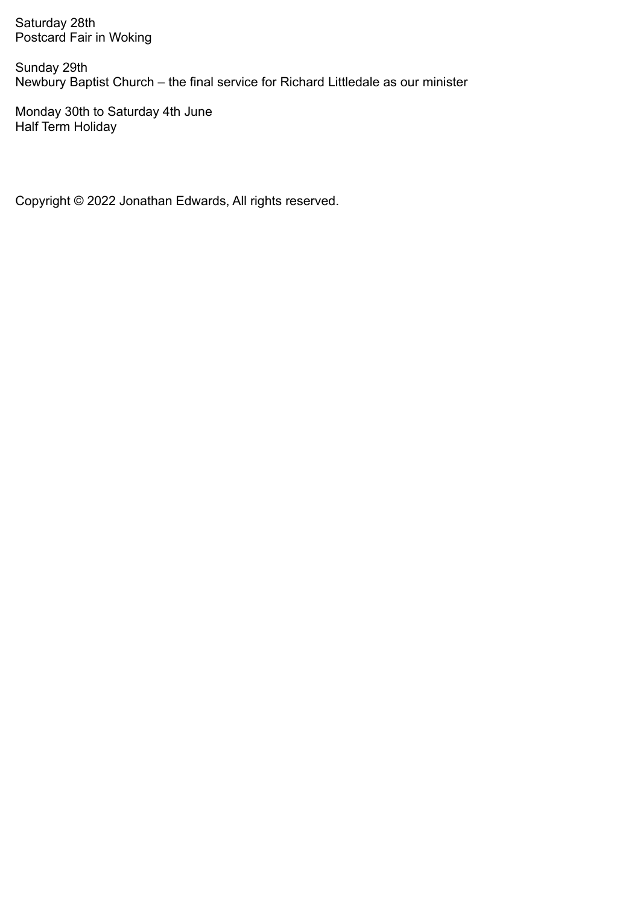Saturday 28th
Postcard Fair in Woking

Sunday 29th
Newbury Baptist Church – the final service for Richard Littledale as our minister

Monday 30th to Saturday 4th June
Half Term Holiday

Copyright © 2022 Jonathan Edwards, All rights reserved.